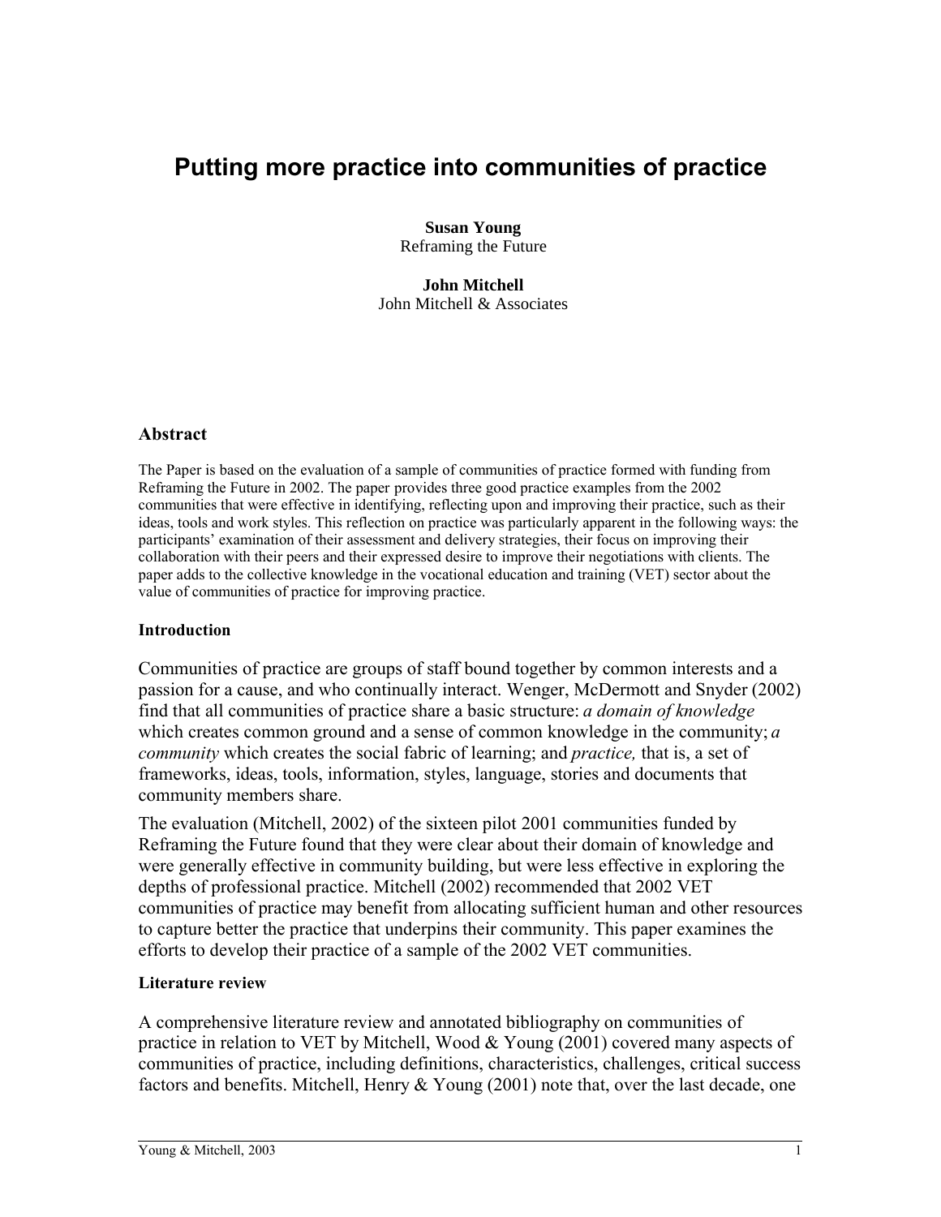# Putting more practice into communities of practice

**Susan Young**
Reframing the Future

**John Mitchell**
John Mitchell & Associates

## Abstract

The Paper is based on the evaluation of a sample of communities of practice formed with funding from Reframing the Future in 2002. The paper provides three good practice examples from the 2002 communities that were effective in identifying, reflecting upon and improving their practice, such as their ideas, tools and work styles. This reflection on practice was particularly apparent in the following ways: the participants' examination of their assessment and delivery strategies, their focus on improving their collaboration with their peers and their expressed desire to improve their negotiations with clients. The paper adds to the collective knowledge in the vocational education and training (VET) sector about the value of communities of practice for improving practice.

### Introduction

Communities of practice are groups of staff bound together by common interests and a passion for a cause, and who continually interact. Wenger, McDermott and Snyder (2002) find that all communities of practice share a basic structure: *a domain of knowledge* which creates common ground and a sense of common knowledge in the community; *a community* which creates the social fabric of learning; and *practice,* that is, a set of frameworks, ideas, tools, information, styles, language, stories and documents that community members share.

The evaluation (Mitchell, 2002) of the sixteen pilot 2001 communities funded by Reframing the Future found that they were clear about their domain of knowledge and were generally effective in community building, but were less effective in exploring the depths of professional practice. Mitchell (2002) recommended that 2002 VET communities of practice may benefit from allocating sufficient human and other resources to capture better the practice that underpins their community. This paper examines the efforts to develop their practice of a sample of the 2002 VET communities.

### Literature review

A comprehensive literature review and annotated bibliography on communities of practice in relation to VET by Mitchell, Wood & Young (2001) covered many aspects of communities of practice, including definitions, characteristics, challenges, critical success factors and benefits. Mitchell, Henry & Young (2001) note that, over the last decade, one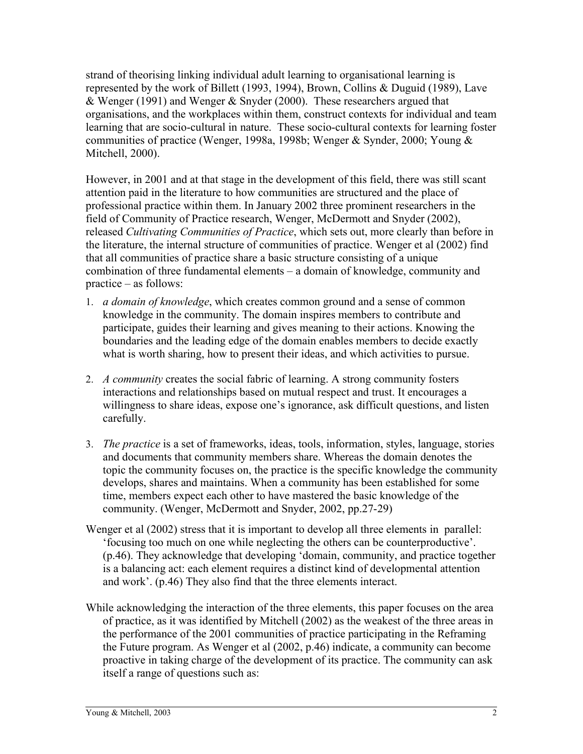strand of theorising linking individual adult learning to organisational learning is represented by the work of Billett (1993, 1994), Brown, Collins & Duguid (1989), Lave & Wenger (1991) and Wenger & Snyder (2000). These researchers argued that organisations, and the workplaces within them, construct contexts for individual and team learning that are socio-cultural in nature. These socio-cultural contexts for learning foster communities of practice (Wenger, 1998a, 1998b; Wenger & Synder, 2000; Young & Mitchell, 2000).

However, in 2001 and at that stage in the development of this field, there was still scant attention paid in the literature to how communities are structured and the place of professional practice within them. In January 2002 three prominent researchers in the field of Community of Practice research, Wenger, McDermott and Snyder (2002), released *Cultivating Communities of Practice*, which sets out, more clearly than before in the literature, the internal structure of communities of practice. Wenger et al (2002) find that all communities of practice share a basic structure consisting of a unique combination of three fundamental elements – a domain of knowledge, community and practice – as follows:

1. *a domain of knowledge*, which creates common ground and a sense of common knowledge in the community. The domain inspires members to contribute and participate, guides their learning and gives meaning to their actions. Knowing the boundaries and the leading edge of the domain enables members to decide exactly what is worth sharing, how to present their ideas, and which activities to pursue.

2. *A community* creates the social fabric of learning. A strong community fosters interactions and relationships based on mutual respect and trust. It encourages a willingness to share ideas, expose one's ignorance, ask difficult questions, and listen carefully.

3. *The practice* is a set of frameworks, ideas, tools, information, styles, language, stories and documents that community members share. Whereas the domain denotes the topic the community focuses on, the practice is the specific knowledge the community develops, shares and maintains. When a community has been established for some time, members expect each other to have mastered the basic knowledge of the community. (Wenger, McDermott and Snyder, 2002, pp.27-29)

Wenger et al (2002) stress that it is important to develop all three elements in parallel: 'focusing too much on one while neglecting the others can be counterproductive'. (p.46). They acknowledge that developing 'domain, community, and practice together is a balancing act: each element requires a distinct kind of developmental attention and work'. (p.46) They also find that the three elements interact.

While acknowledging the interaction of the three elements, this paper focuses on the area of practice, as it was identified by Mitchell (2002) as the weakest of the three areas in the performance of the 2001 communities of practice participating in the Reframing the Future program. As Wenger et al (2002, p.46) indicate, a community can become proactive in taking charge of the development of its practice. The community can ask itself a range of questions such as: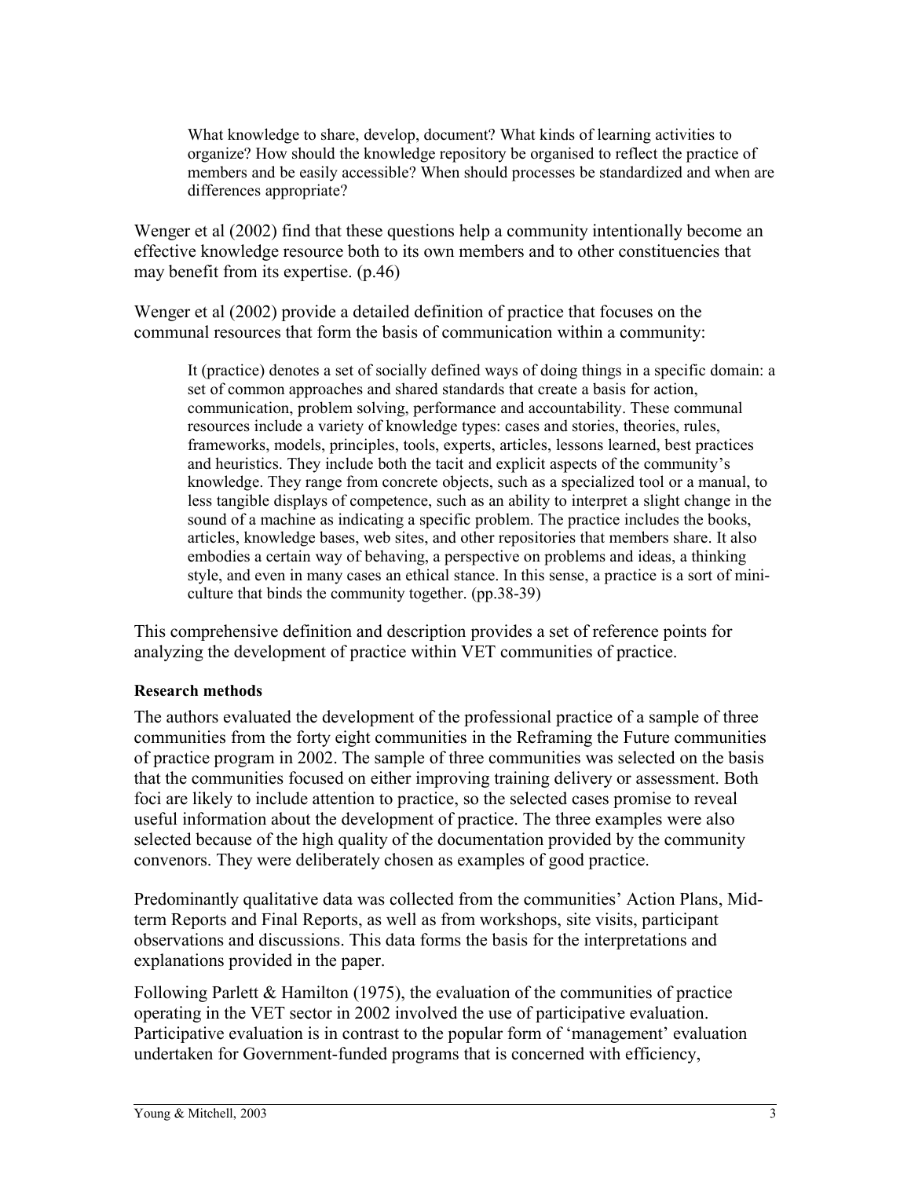> What knowledge to share, develop, document? What kinds of learning activities to organize? How should the knowledge repository be organised to reflect the practice of members and be easily accessible? When should processes be standardized and when are differences appropriate?

Wenger et al (2002) find that these questions help a community intentionally become an effective knowledge resource both to its own members and to other constituencies that may benefit from its expertise. (p.46)

Wenger et al (2002) provide a detailed definition of practice that focuses on the communal resources that form the basis of communication within a community:

> It (practice) denotes a set of socially defined ways of doing things in a specific domain: a set of common approaches and shared standards that create a basis for action, communication, problem solving, performance and accountability. These communal resources include a variety of knowledge types: cases and stories, theories, rules, frameworks, models, principles, tools, experts, articles, lessons learned, best practices and heuristics. They include both the tacit and explicit aspects of the community's knowledge. They range from concrete objects, such as a specialized tool or a manual, to less tangible displays of competence, such as an ability to interpret a slight change in the sound of a machine as indicating a specific problem. The practice includes the books, articles, knowledge bases, web sites, and other repositories that members share. It also embodies a certain way of behaving, a perspective on problems and ideas, a thinking style, and even in many cases an ethical stance. In this sense, a practice is a sort of mini-culture that binds the community together. (pp.38-39)

This comprehensive definition and description provides a set of reference points for analyzing the development of practice within VET communities of practice.

**Research methods**

The authors evaluated the development of the professional practice of a sample of three communities from the forty eight communities in the Reframing the Future communities of practice program in 2002. The sample of three communities was selected on the basis that the communities focused on either improving training delivery or assessment. Both foci are likely to include attention to practice, so the selected cases promise to reveal useful information about the development of practice. The three examples were also selected because of the high quality of the documentation provided by the community convenors. They were deliberately chosen as examples of good practice.

Predominantly qualitative data was collected from the communities' Action Plans, Mid-term Reports and Final Reports, as well as from workshops, site visits, participant observations and discussions. This data forms the basis for the interpretations and explanations provided in the paper.

Following Parlett & Hamilton (1975), the evaluation of the communities of practice operating in the VET sector in 2002 involved the use of participative evaluation. Participative evaluation is in contrast to the popular form of 'management' evaluation undertaken for Government-funded programs that is concerned with efficiency,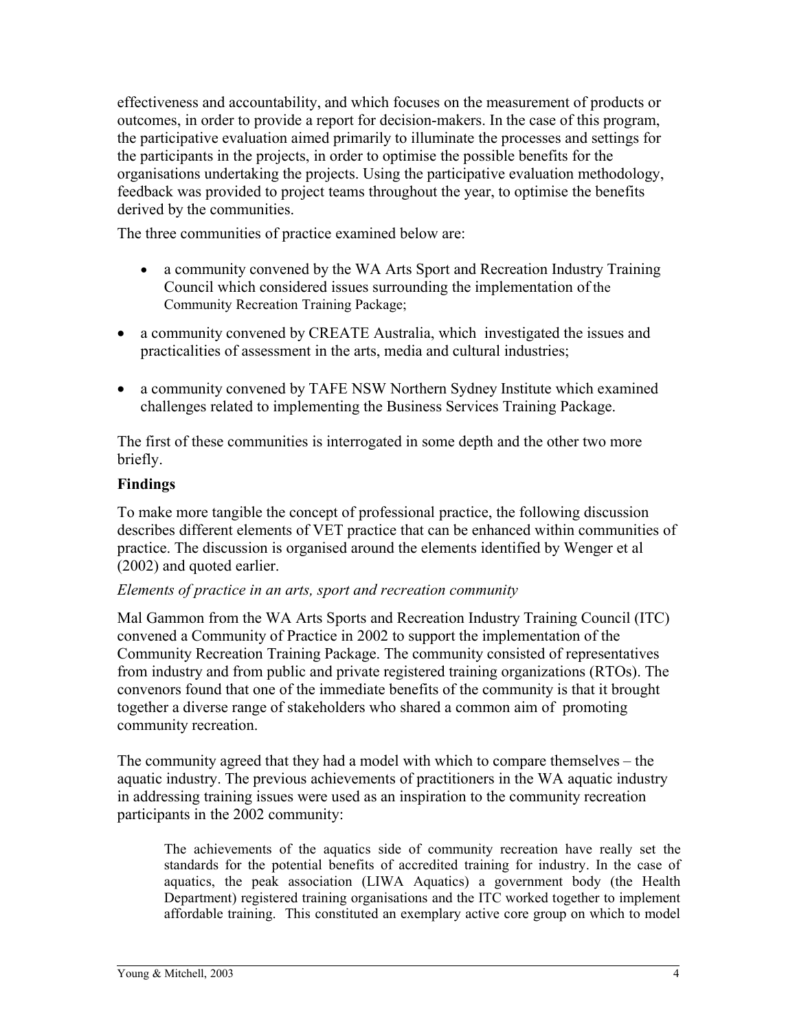effectiveness and accountability, and which focuses on the measurement of products or outcomes, in order to provide a report for decision-makers. In the case of this program, the participative evaluation aimed primarily to illuminate the processes and settings for the participants in the projects, in order to optimise the possible benefits for the organisations undertaking the projects. Using the participative evaluation methodology, feedback was provided to project teams throughout the year, to optimise the benefits derived by the communities.

The three communities of practice examined below are:

- a community convened by the WA Arts Sport and Recreation Industry Training Council which considered issues surrounding the implementation of the Community Recreation Training Package;
- a community convened by CREATE Australia, which investigated the issues and practicalities of assessment in the arts, media and cultural industries;
- a community convened by TAFE NSW Northern Sydney Institute which examined challenges related to implementing the Business Services Training Package.

The first of these communities is interrogated in some depth and the other two more briefly.

## Findings

To make more tangible the concept of professional practice, the following discussion describes different elements of VET practice that can be enhanced within communities of practice. The discussion is organised around the elements identified by Wenger et al (2002) and quoted earlier.

### *Elements of practice in an arts, sport and recreation community*

Mal Gammon from the WA Arts Sports and Recreation Industry Training Council (ITC) convened a Community of Practice in 2002 to support the implementation of the Community Recreation Training Package. The community consisted of representatives from industry and from public and private registered training organizations (RTOs). The convenors found that one of the immediate benefits of the community is that it brought together a diverse range of stakeholders who shared a common aim of promoting community recreation.

The community agreed that they had a model with which to compare themselves – the aquatic industry. The previous achievements of practitioners in the WA aquatic industry in addressing training issues were used as an inspiration to the community recreation participants in the 2002 community:

> The achievements of the aquatics side of community recreation have really set the standards for the potential benefits of accredited training for industry. In the case of aquatics, the peak association (LIWA Aquatics) a government body (the Health Department) registered training organisations and the ITC worked together to implement affordable training. This constituted an exemplary active core group on which to model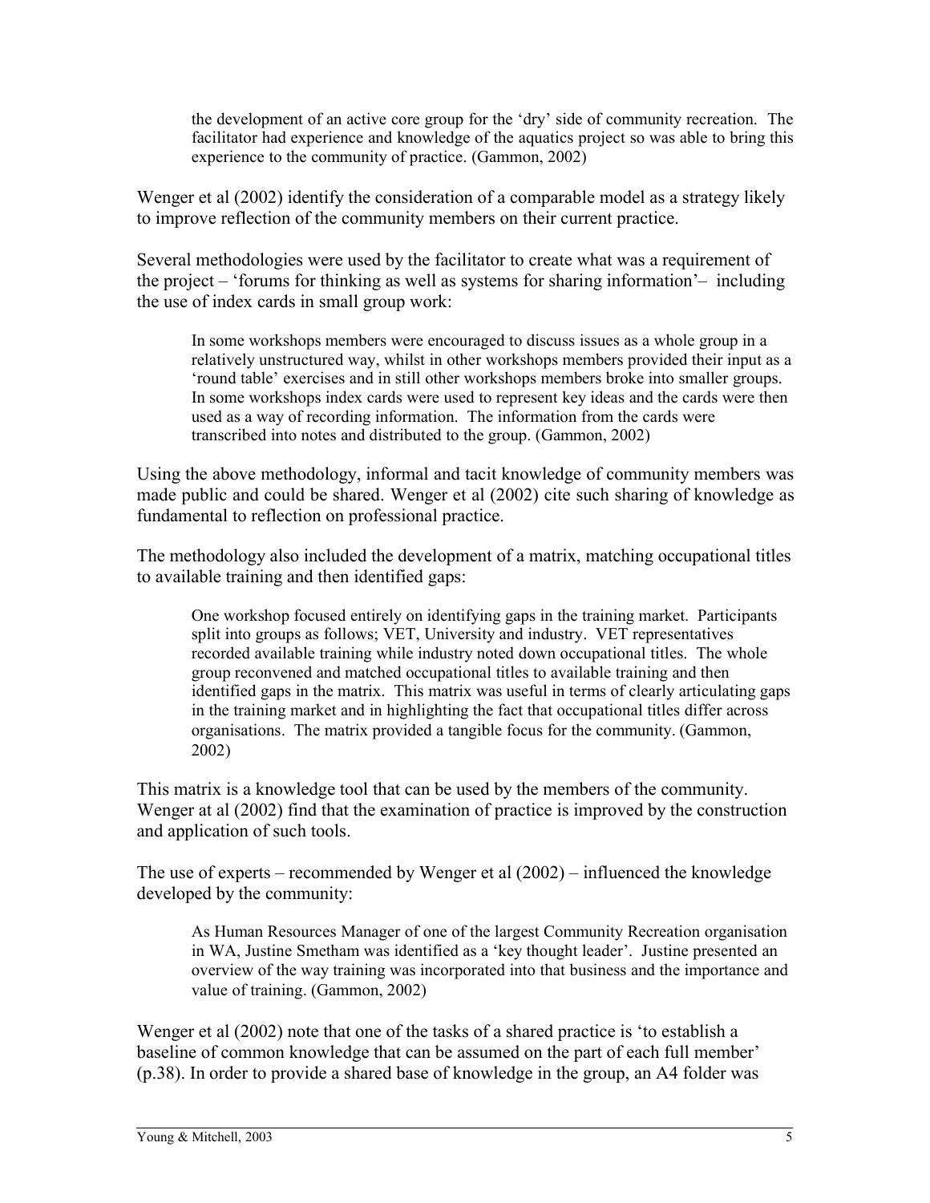> the development of an active core group for the 'dry' side of community recreation. The facilitator had experience and knowledge of the aquatics project so was able to bring this experience to the community of practice. (Gammon, 2002)

Wenger et al (2002) identify the consideration of a comparable model as a strategy likely to improve reflection of the community members on their current practice.

Several methodologies were used by the facilitator to create what was a requirement of the project – 'forums for thinking as well as systems for sharing information'– including the use of index cards in small group work:

> In some workshops members were encouraged to discuss issues as a whole group in a relatively unstructured way, whilst in other workshops members provided their input as a 'round table' exercises and in still other workshops members broke into smaller groups. In some workshops index cards were used to represent key ideas and the cards were then used as a way of recording information. The information from the cards were transcribed into notes and distributed to the group. (Gammon, 2002)

Using the above methodology, informal and tacit knowledge of community members was made public and could be shared. Wenger et al (2002) cite such sharing of knowledge as fundamental to reflection on professional practice.

The methodology also included the development of a matrix, matching occupational titles to available training and then identified gaps:

> One workshop focused entirely on identifying gaps in the training market. Participants split into groups as follows; VET, University and industry. VET representatives recorded available training while industry noted down occupational titles. The whole group reconvened and matched occupational titles to available training and then identified gaps in the matrix. This matrix was useful in terms of clearly articulating gaps in the training market and in highlighting the fact that occupational titles differ across organisations. The matrix provided a tangible focus for the community. (Gammon, 2002)

This matrix is a knowledge tool that can be used by the members of the community. Wenger at al (2002) find that the examination of practice is improved by the construction and application of such tools.

The use of experts – recommended by Wenger et al (2002) – influenced the knowledge developed by the community:

> As Human Resources Manager of one of the largest Community Recreation organisation in WA, Justine Smetham was identified as a 'key thought leader'. Justine presented an overview of the way training was incorporated into that business and the importance and value of training. (Gammon, 2002)

Wenger et al (2002) note that one of the tasks of a shared practice is 'to establish a baseline of common knowledge that can be assumed on the part of each full member' (p.38). In order to provide a shared base of knowledge in the group, an A4 folder was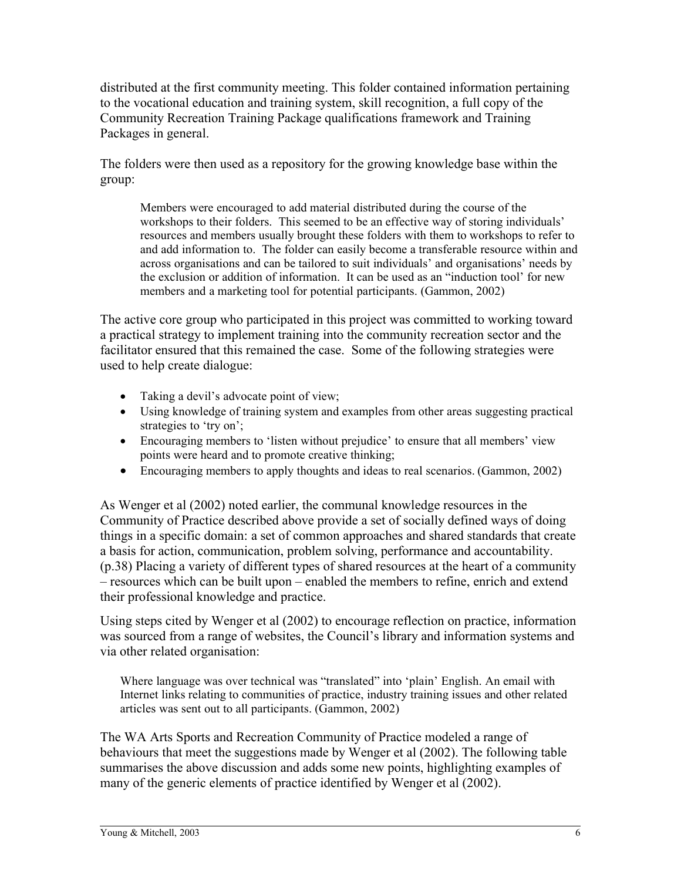distributed at the first community meeting. This folder contained information pertaining to the vocational education and training system, skill recognition, a full copy of the Community Recreation Training Package qualifications framework and Training Packages in general.

The folders were then used as a repository for the growing knowledge base within the group:

> Members were encouraged to add material distributed during the course of the workshops to their folders. This seemed to be an effective way of storing individuals' resources and members usually brought these folders with them to workshops to refer to and add information to. The folder can easily become a transferable resource within and across organisations and can be tailored to suit individuals' and organisations' needs by the exclusion or addition of information. It can be used as an "induction tool' for new members and a marketing tool for potential participants. (Gammon, 2002)

The active core group who participated in this project was committed to working toward a practical strategy to implement training into the community recreation sector and the facilitator ensured that this remained the case. Some of the following strategies were used to help create dialogue:

- Taking a devil's advocate point of view;
- Using knowledge of training system and examples from other areas suggesting practical strategies to 'try on';
- Encouraging members to 'listen without prejudice' to ensure that all members' view points were heard and to promote creative thinking;
- Encouraging members to apply thoughts and ideas to real scenarios. (Gammon, 2002)

As Wenger et al (2002) noted earlier, the communal knowledge resources in the Community of Practice described above provide a set of socially defined ways of doing things in a specific domain: a set of common approaches and shared standards that create a basis for action, communication, problem solving, performance and accountability. (p.38) Placing a variety of different types of shared resources at the heart of a community – resources which can be built upon – enabled the members to refine, enrich and extend their professional knowledge and practice.

Using steps cited by Wenger et al (2002) to encourage reflection on practice, information was sourced from a range of websites, the Council's library and information systems and via other related organisation:

> Where language was over technical was "translated" into 'plain' English. An email with Internet links relating to communities of practice, industry training issues and other related articles was sent out to all participants. (Gammon, 2002)

The WA Arts Sports and Recreation Community of Practice modeled a range of behaviours that meet the suggestions made by Wenger et al (2002). The following table summarises the above discussion and adds some new points, highlighting examples of many of the generic elements of practice identified by Wenger et al (2002).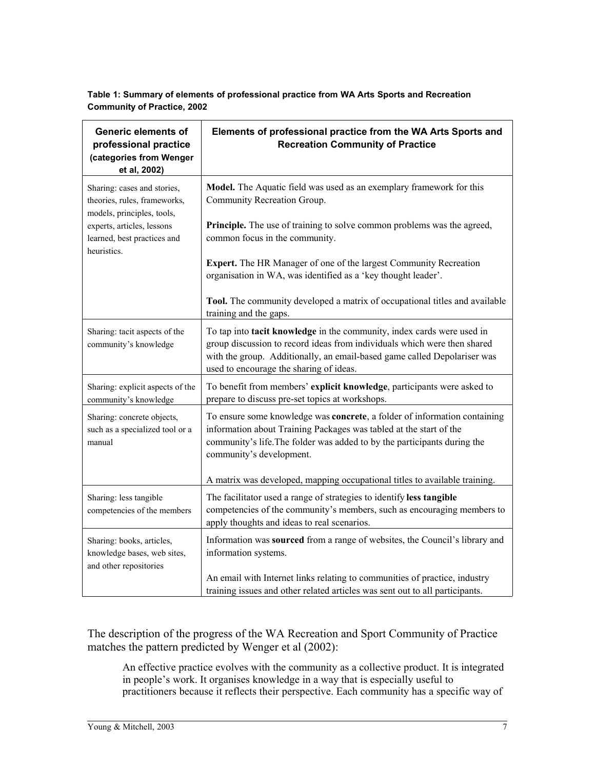**Table 1: Summary of elements of professional practice from WA Arts Sports and Recreation Community of Practice, 2002**

| Generic elements of professional practice (categories from Wenger et al, 2002) | Elements of professional practice from the WA Arts Sports and Recreation Community of Practice |
|---|---|
| Sharing: cases and stories, theories, rules, frameworks, models, principles, tools, experts, articles, lessons learned, best practices and heuristics. | **Model.** The Aquatic field was used as an exemplary framework for this Community Recreation Group.<br><br>**Principle.** The use of training to solve common problems was the agreed, common focus in the community.<br><br>**Expert.** The HR Manager of one of the largest Community Recreation organisation in WA, was identified as a 'key thought leader'.<br><br>**Tool.** The community developed a matrix of occupational titles and available training and the gaps. |
| Sharing: tacit aspects of the community's knowledge | To tap into **tacit knowledge** in the community, index cards were used in group discussion to record ideas from individuals which were then shared with the group. Additionally, an email-based game called Depolariser was used to encourage the sharing of ideas. |
| Sharing: explicit aspects of the community's knowledge | To benefit from members' **explicit knowledge**, participants were asked to prepare to discuss pre-set topics at workshops. |
| Sharing: concrete objects, such as a specialized tool or a manual | To ensure some knowledge was **concrete**, a folder of information containing information about Training Packages was tabled at the start of the community's life.The folder was added to by the participants during the community's development.<br><br>A matrix was developed, mapping occupational titles to available training. |
| Sharing: less tangible competencies of the members | The facilitator used a range of strategies to identify **less tangible** competencies of the community's members, such as encouraging members to apply thoughts and ideas to real scenarios. |
| Sharing: books, articles, knowledge bases, web sites, and other repositories | Information was **sourced** from a range of websites, the Council's library and information systems.<br><br>An email with Internet links relating to communities of practice, industry training issues and other related articles was sent out to all participants. |

The description of the progress of the WA Recreation and Sport Community of Practice matches the pattern predicted by Wenger et al (2002):

> An effective practice evolves with the community as a collective product. It is integrated in people's work. It organises knowledge in a way that is especially useful to practitioners because it reflects their perspective. Each community has a specific way of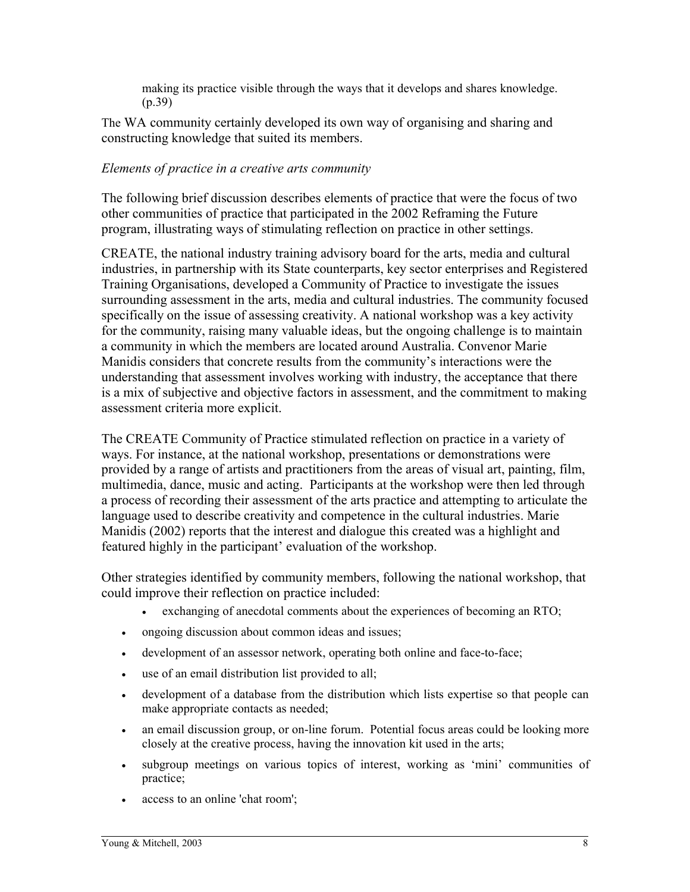making its practice visible through the ways that it develops and shares knowledge. (p.39)

The WA community certainly developed its own way of organising and sharing and constructing knowledge that suited its members.

*Elements of practice in a creative arts community*

The following brief discussion describes elements of practice that were the focus of two other communities of practice that participated in the 2002 Reframing the Future program, illustrating ways of stimulating reflection on practice in other settings.

CREATE, the national industry training advisory board for the arts, media and cultural industries, in partnership with its State counterparts, key sector enterprises and Registered Training Organisations, developed a Community of Practice to investigate the issues surrounding assessment in the arts, media and cultural industries. The community focused specifically on the issue of assessing creativity. A national workshop was a key activity for the community, raising many valuable ideas, but the ongoing challenge is to maintain a community in which the members are located around Australia. Convenor Marie Manidis considers that concrete results from the community's interactions were the understanding that assessment involves working with industry, the acceptance that there is a mix of subjective and objective factors in assessment, and the commitment to making assessment criteria more explicit.

The CREATE Community of Practice stimulated reflection on practice in a variety of ways. For instance, at the national workshop, presentations or demonstrations were provided by a range of artists and practitioners from the areas of visual art, painting, film, multimedia, dance, music and acting. Participants at the workshop were then led through a process of recording their assessment of the arts practice and attempting to articulate the language used to describe creativity and competence in the cultural industries. Marie Manidis (2002) reports that the interest and dialogue this created was a highlight and featured highly in the participant' evaluation of the workshop.

Other strategies identified by community members, following the national workshop, that could improve their reflection on practice included:

- exchanging of anecdotal comments about the experiences of becoming an RTO;
- ongoing discussion about common ideas and issues;
- development of an assessor network, operating both online and face-to-face;
- use of an email distribution list provided to all;
- development of a database from the distribution which lists expertise so that people can make appropriate contacts as needed;
- an email discussion group, or on-line forum. Potential focus areas could be looking more closely at the creative process, having the innovation kit used in the arts;
- subgroup meetings on various topics of interest, working as 'mini' communities of practice;
- access to an online 'chat room';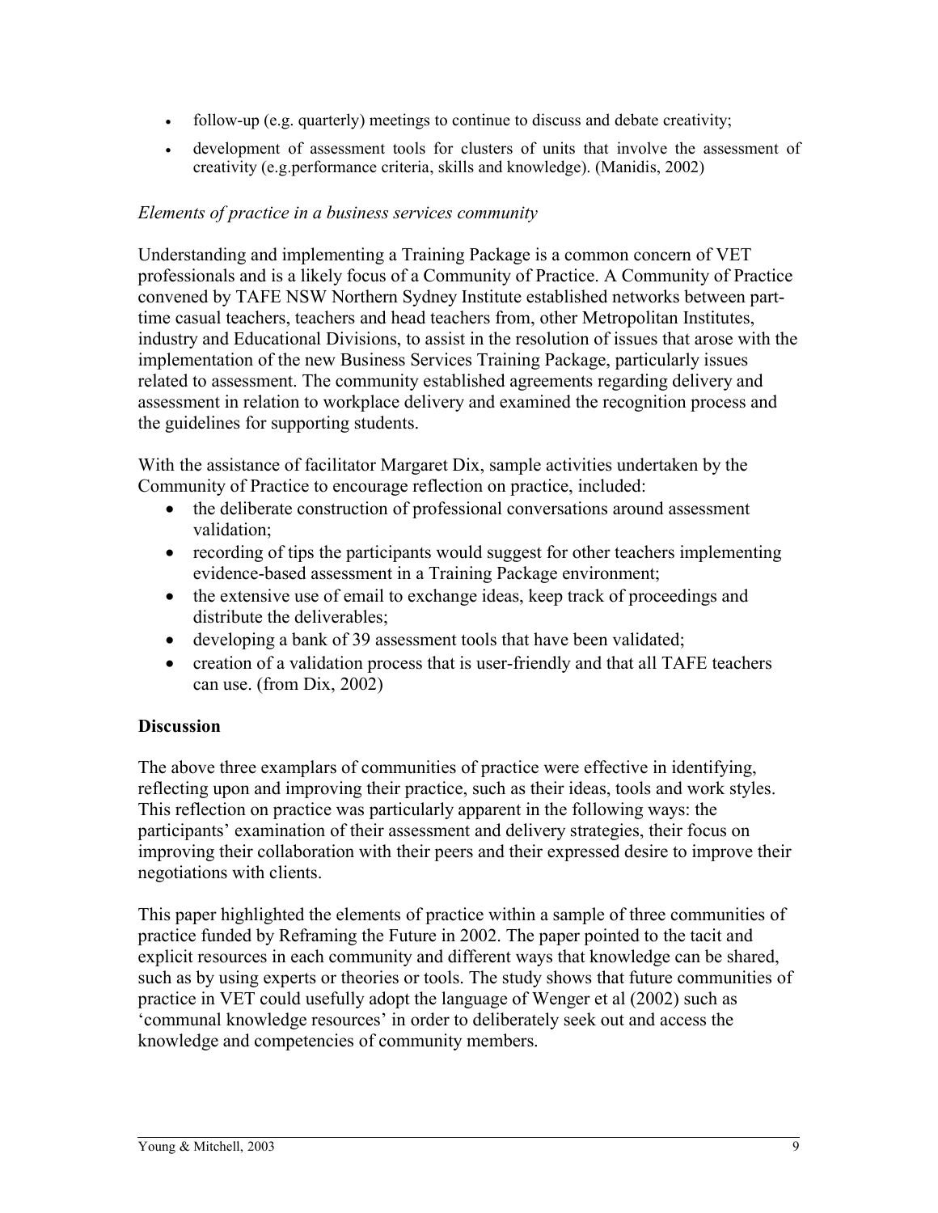- follow-up (e.g. quarterly) meetings to continue to discuss and debate creativity;
- development of assessment tools for clusters of units that involve the assessment of creativity (e.g.performance criteria, skills and knowledge). (Manidis, 2002)

*Elements of practice in a business services community*

Understanding and implementing a Training Package is a common concern of VET professionals and is a likely focus of a Community of Practice. A Community of Practice convened by TAFE NSW Northern Sydney Institute established networks between part-time casual teachers, teachers and head teachers from, other Metropolitan Institutes, industry and Educational Divisions, to assist in the resolution of issues that arose with the implementation of the new Business Services Training Package, particularly issues related to assessment. The community established agreements regarding delivery and assessment in relation to workplace delivery and examined the recognition process and the guidelines for supporting students.

With the assistance of facilitator Margaret Dix, sample activities undertaken by the Community of Practice to encourage reflection on practice, included:

- the deliberate construction of professional conversations around assessment validation;
- recording of tips the participants would suggest for other teachers implementing evidence-based assessment in a Training Package environment;
- the extensive use of email to exchange ideas, keep track of proceedings and distribute the deliverables;
- developing a bank of 39 assessment tools that have been validated;
- creation of a validation process that is user-friendly and that all TAFE teachers can use. (from Dix, 2002)

**Discussion**

The above three examplars of communities of practice were effective in identifying, reflecting upon and improving their practice, such as their ideas, tools and work styles. This reflection on practice was particularly apparent in the following ways: the participants' examination of their assessment and delivery strategies, their focus on improving their collaboration with their peers and their expressed desire to improve their negotiations with clients.

This paper highlighted the elements of practice within a sample of three communities of practice funded by Reframing the Future in 2002. The paper pointed to the tacit and explicit resources in each community and different ways that knowledge can be shared, such as by using experts or theories or tools. The study shows that future communities of practice in VET could usefully adopt the language of Wenger et al (2002) such as 'communal knowledge resources' in order to deliberately seek out and access the knowledge and competencies of community members.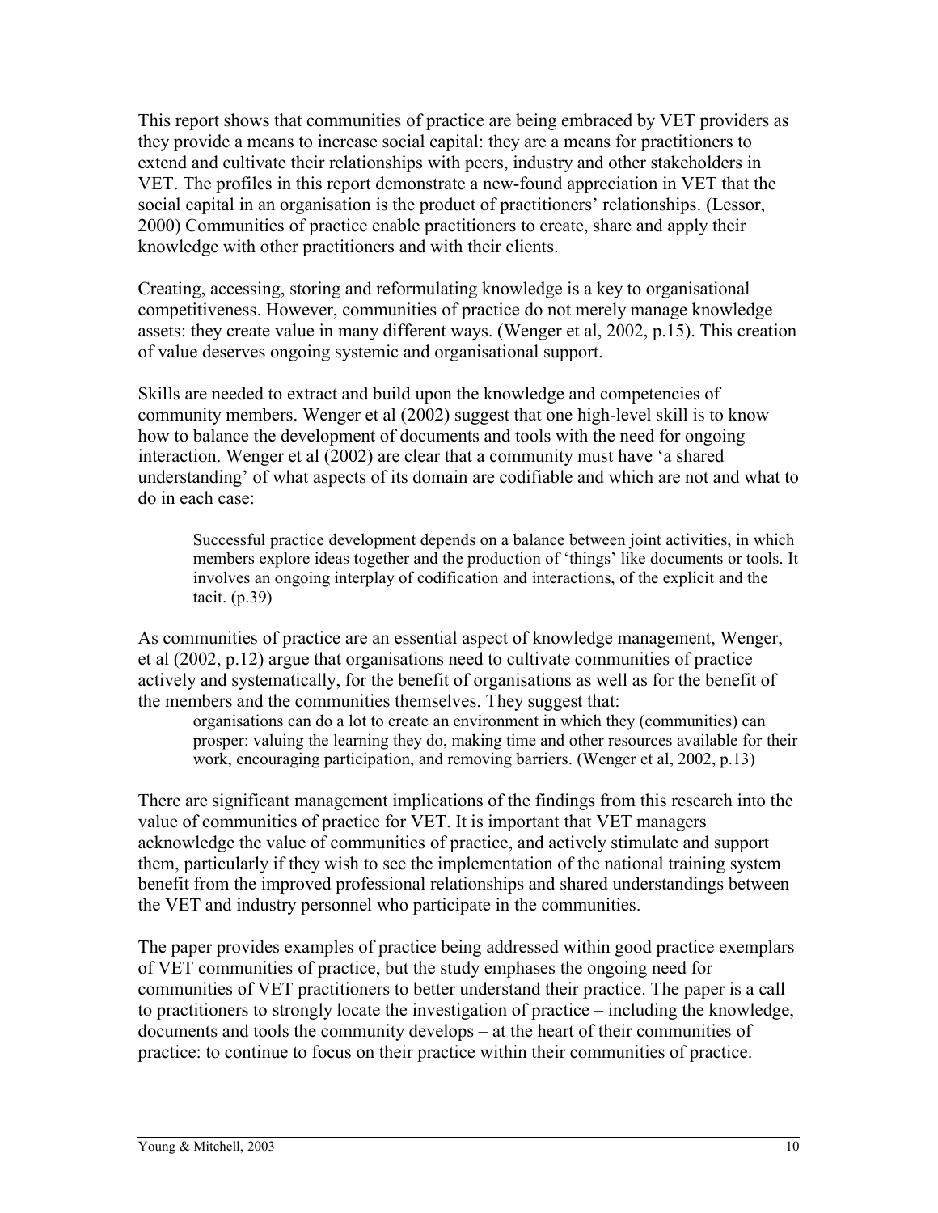This report shows that communities of practice are being embraced by VET providers as they provide a means to increase social capital: they are a means for practitioners to extend and cultivate their relationships with peers, industry and other stakeholders in VET. The profiles in this report demonstrate a new-found appreciation in VET that the social capital in an organisation is the product of practitioners' relationships. (Lessor, 2000) Communities of practice enable practitioners to create, share and apply their knowledge with other practitioners and with their clients.

Creating, accessing, storing and reformulating knowledge is a key to organisational competitiveness. However, communities of practice do not merely manage knowledge assets: they create value in many different ways. (Wenger et al, 2002, p.15). This creation of value deserves ongoing systemic and organisational support.

Skills are needed to extract and build upon the knowledge and competencies of community members. Wenger et al (2002) suggest that one high-level skill is to know how to balance the development of documents and tools with the need for ongoing interaction. Wenger et al (2002) are clear that a community must have 'a shared understanding' of what aspects of its domain are codifiable and which are not and what to do in each case:

> Successful practice development depends on a balance between joint activities, in which members explore ideas together and the production of 'things' like documents or tools. It involves an ongoing interplay of codification and interactions, of the explicit and the tacit. (p.39)

As communities of practice are an essential aspect of knowledge management, Wenger, et al (2002, p.12) argue that organisations need to cultivate communities of practice actively and systematically, for the benefit of organisations as well as for the benefit of the members and the communities themselves. They suggest that:

> organisations can do a lot to create an environment in which they (communities) can prosper: valuing the learning they do, making time and other resources available for their work, encouraging participation, and removing barriers. (Wenger et al, 2002, p.13)

There are significant management implications of the findings from this research into the value of communities of practice for VET. It is important that VET managers acknowledge the value of communities of practice, and actively stimulate and support them, particularly if they wish to see the implementation of the national training system benefit from the improved professional relationships and shared understandings between the VET and industry personnel who participate in the communities.

The paper provides examples of practice being addressed within good practice exemplars of VET communities of practice, but the study emphases the ongoing need for communities of VET practitioners to better understand their practice. The paper is a call to practitioners to strongly locate the investigation of practice – including the knowledge, documents and tools the community develops – at the heart of their communities of practice: to continue to focus on their practice within their communities of practice.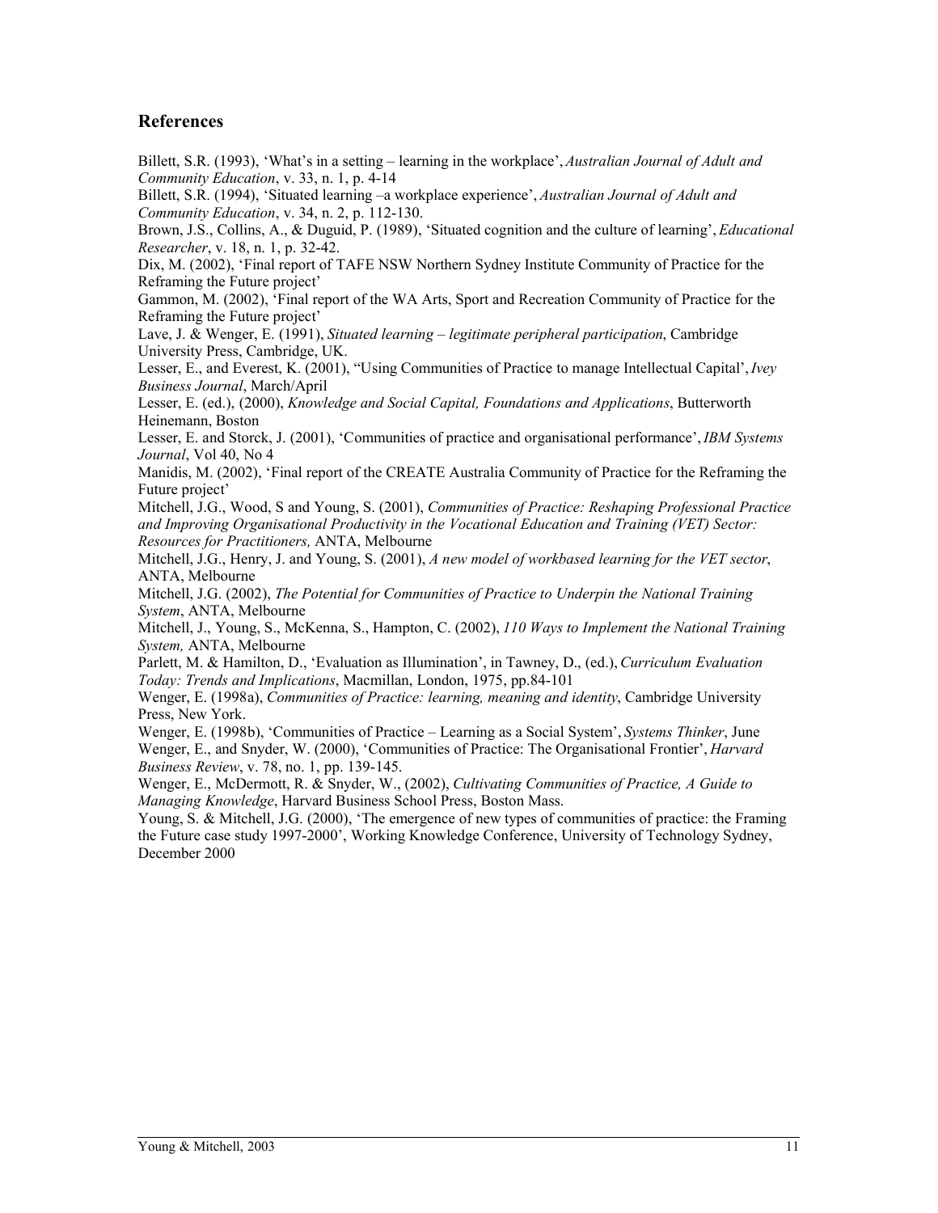## References

Billett, S.R. (1993), 'What's in a setting – learning in the workplace', *Australian Journal of Adult and Community Education*, v. 33, n. 1, p. 4-14

Billett, S.R. (1994), 'Situated learning –a workplace experience', *Australian Journal of Adult and Community Education*, v. 34, n. 2, p. 112-130.

Brown, J.S., Collins, A., & Duguid, P. (1989), 'Situated cognition and the culture of learning', *Educational Researcher*, v. 18, n. 1, p. 32-42.

Dix, M. (2002), 'Final report of TAFE NSW Northern Sydney Institute Community of Practice for the Reframing the Future project'

Gammon, M. (2002), 'Final report of the WA Arts, Sport and Recreation Community of Practice for the Reframing the Future project'

Lave, J. & Wenger, E. (1991), *Situated learning – legitimate peripheral participation*, Cambridge University Press, Cambridge, UK.

Lesser, E., and Everest, K. (2001), "Using Communities of Practice to manage Intellectual Capital', *Ivey Business Journal*, March/April

Lesser, E. (ed.), (2000), *Knowledge and Social Capital, Foundations and Applications*, Butterworth Heinemann, Boston

Lesser, E. and Storck, J. (2001), 'Communities of practice and organisational performance', *IBM Systems Journal*, Vol 40, No 4

Manidis, M. (2002), 'Final report of the CREATE Australia Community of Practice for the Reframing the Future project'

Mitchell, J.G., Wood, S and Young, S. (2001), *Communities of Practice: Reshaping Professional Practice and Improving Organisational Productivity in the Vocational Education and Training (VET) Sector: Resources for Practitioners,* ANTA, Melbourne

Mitchell, J.G., Henry, J. and Young, S. (2001), *A new model of workbased learning for the VET sector*, ANTA, Melbourne

Mitchell, J.G. (2002), *The Potential for Communities of Practice to Underpin the National Training System*, ANTA, Melbourne

Mitchell, J., Young, S., McKenna, S., Hampton, C. (2002), *110 Ways to Implement the National Training System,* ANTA, Melbourne

Parlett, M. & Hamilton, D., 'Evaluation as Illumination', in Tawney, D., (ed.), *Curriculum Evaluation Today: Trends and Implications*, Macmillan, London, 1975, pp.84-101

Wenger, E. (1998a), *Communities of Practice: learning, meaning and identity*, Cambridge University Press, New York.

Wenger, E. (1998b), 'Communities of Practice – Learning as a Social System', *Systems Thinker*, June

Wenger, E., and Snyder, W. (2000), 'Communities of Practice: The Organisational Frontier', *Harvard Business Review*, v. 78, no. 1, pp. 139-145.

Wenger, E., McDermott, R. & Snyder, W., (2002), *Cultivating Communities of Practice, A Guide to Managing Knowledge*, Harvard Business School Press, Boston Mass.

Young, S. & Mitchell, J.G. (2000), 'The emergence of new types of communities of practice: the Framing the Future case study 1997-2000', Working Knowledge Conference, University of Technology Sydney, December 2000